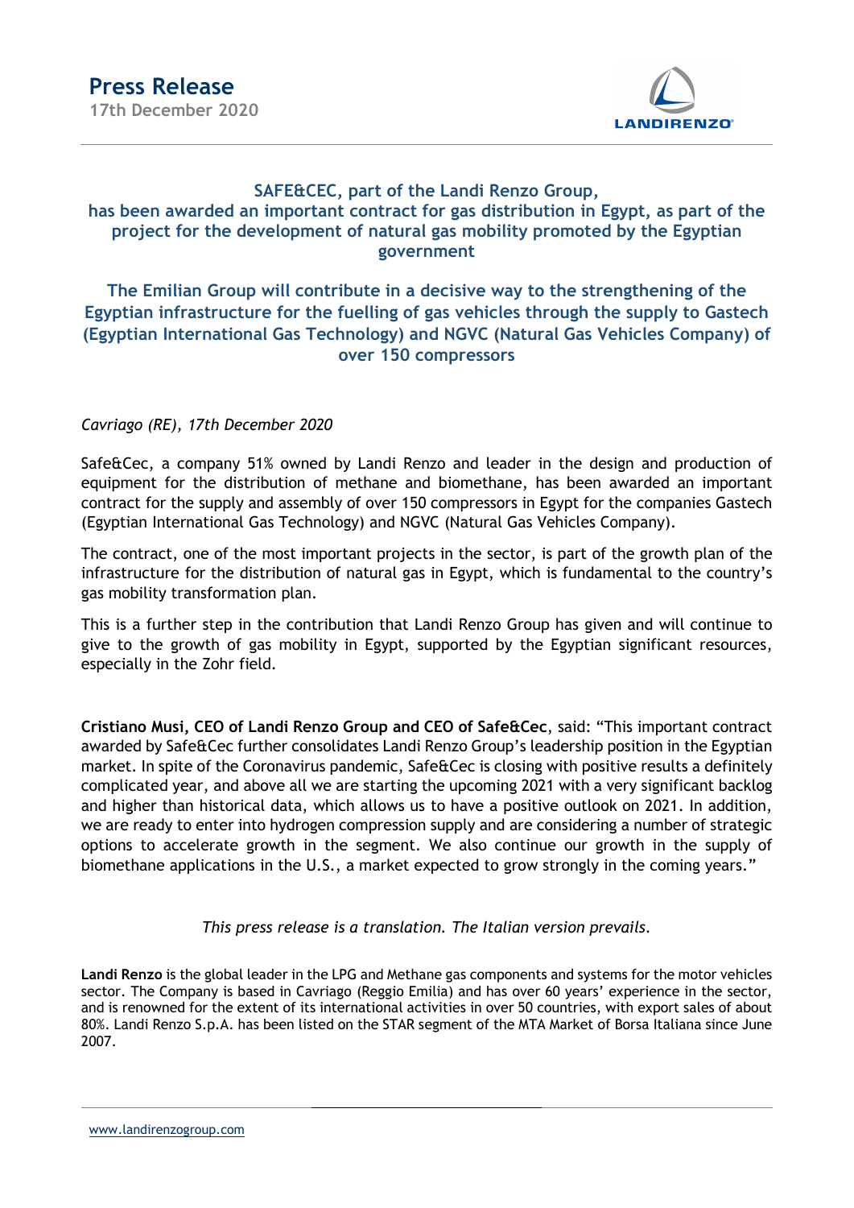# Press Release

17th December 2020

## SAFE&CEC, part of the Landi Renzo Group, has been awarded an important contract for gas distribution in Egypt, as part of the project for the development of natural gas mobility promoted by the Egyptian government

## The Emilian Group will contribute in a decisive way to the strengthening of the Egyptian infrastructure for the fuelling of gas vehicles through the supply to Gastech (Egyptian International Gas Technology) and NGVC (Natural Gas Vehicles Company) of over 150 compressors

*Cavriago (RE), 17th December 2020*

Safe&Cec, a company 51% owned by Landi Renzo and leader in the design and production of equipment for the distribution of methane and biomethane, has been awarded an important contract for the supply and assembly of over 150 compressors in Egypt for the companies Gastech (Egyptian International Gas Technology) and NGVC (Natural Gas Vehicles Company).

The contract, one of the most important projects in the sector, is part of the growth plan of the infrastructure for the distribution of natural gas in Egypt, which is fundamental to the country's gas mobility transformation plan.

This is a further step in the contribution that Landi Renzo Group has given and will continue to give to the growth of gas mobility in Egypt, supported by the Egyptian significant resources, especially in the Zohr field.

**Cristiano Musi, CEO of Landi Renzo Group and CEO of Safe&Cec**, said: "This important contract awarded by Safe&Cec further consolidates Landi Renzo Group's leadership position in the Egyptian market. In spite of the Coronavirus pandemic, Safe&Cec is closing with positive results a definitely complicated year, and above all we are starting the upcoming 2021 with a very significant backlog and higher than historical data, which allows us to have a positive outlook on 2021. In addition, we are ready to enter into hydrogen compression supply and are considering a number of strategic options to accelerate growth in the segment. We also continue our growth in the supply of biomethane applications in the U.S., a market expected to grow strongly in the coming years."

*This press release is a translation. The Italian version prevails.*

**Landi Renzo** is the global leader in the LPG and Methane gas components and systems for the motor vehicles sector. The Company is based in Cavriago (Reggio Emilia) and has over 60 years' experience in the sector, and is renowned for the extent of its international activities in over 50 countries, with export sales of about 80%. Landi Renzo S.p.A. has been listed on the STAR segment of the MTA Market of Borsa Italiana since June 2007.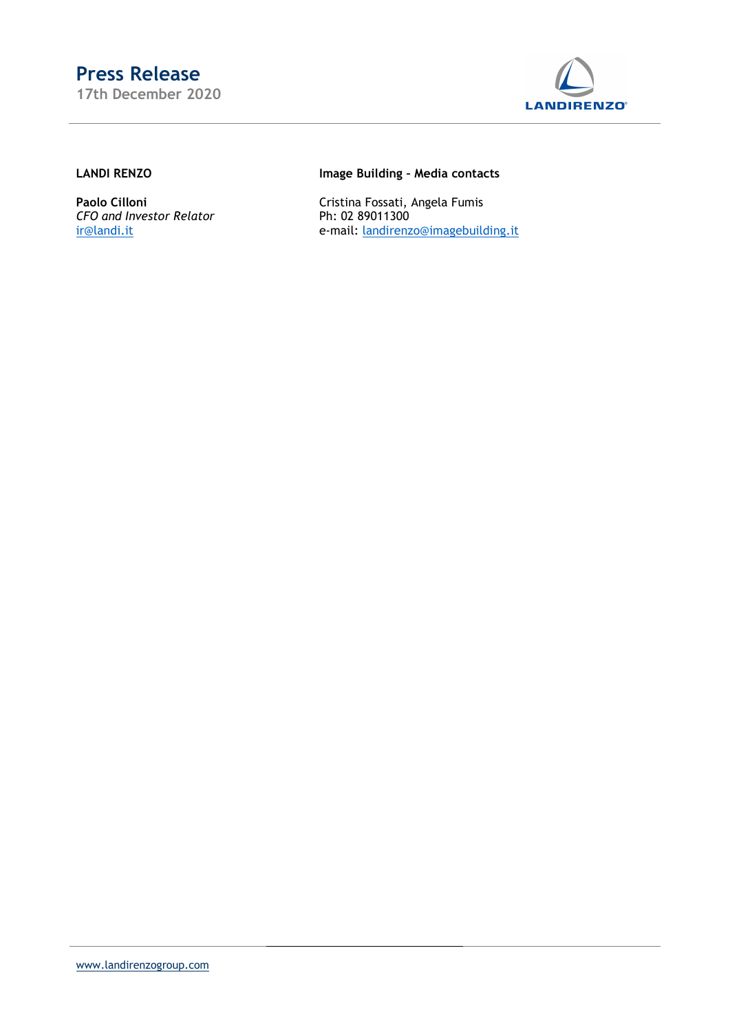| **LANDI RENZO** | **Image Building – Media contacts** |
| --- | --- |
| **Paolo Cilloni** | Cristina Fossati, Angela Fumis |
| *CFO and Investor Relator* | Ph: 02 89011300 |
| ir@landi.it | e-mail: landirenzo@imagebuilding.it |